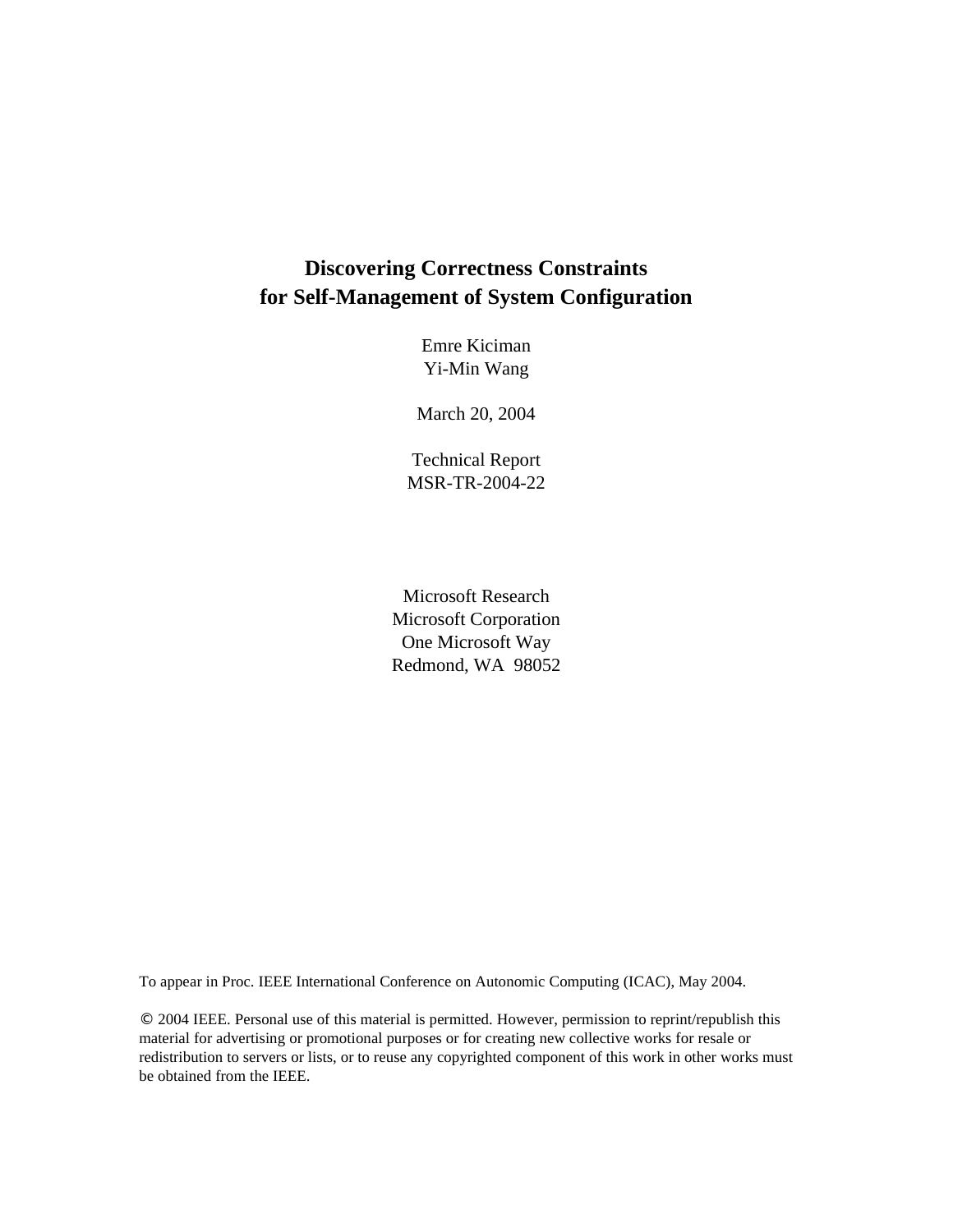# Discovering Correctness Constraints for Self-Management of System Configuration

Emre Kiciman
Yi-Min Wang

March 20, 2004

Technical Report
MSR-TR-2004-22

Microsoft Research
Microsoft Corporation
One Microsoft Way
Redmond, WA 98052

To appear in Proc. IEEE International Conference on Autonomic Computing (ICAC), May 2004.

© 2004 IEEE. Personal use of this material is permitted. However, permission to reprint/republish this material for advertising or promotional purposes or for creating new collective works for resale or redistribution to servers or lists, or to reuse any copyrighted component of this work in other works must be obtained from the IEEE.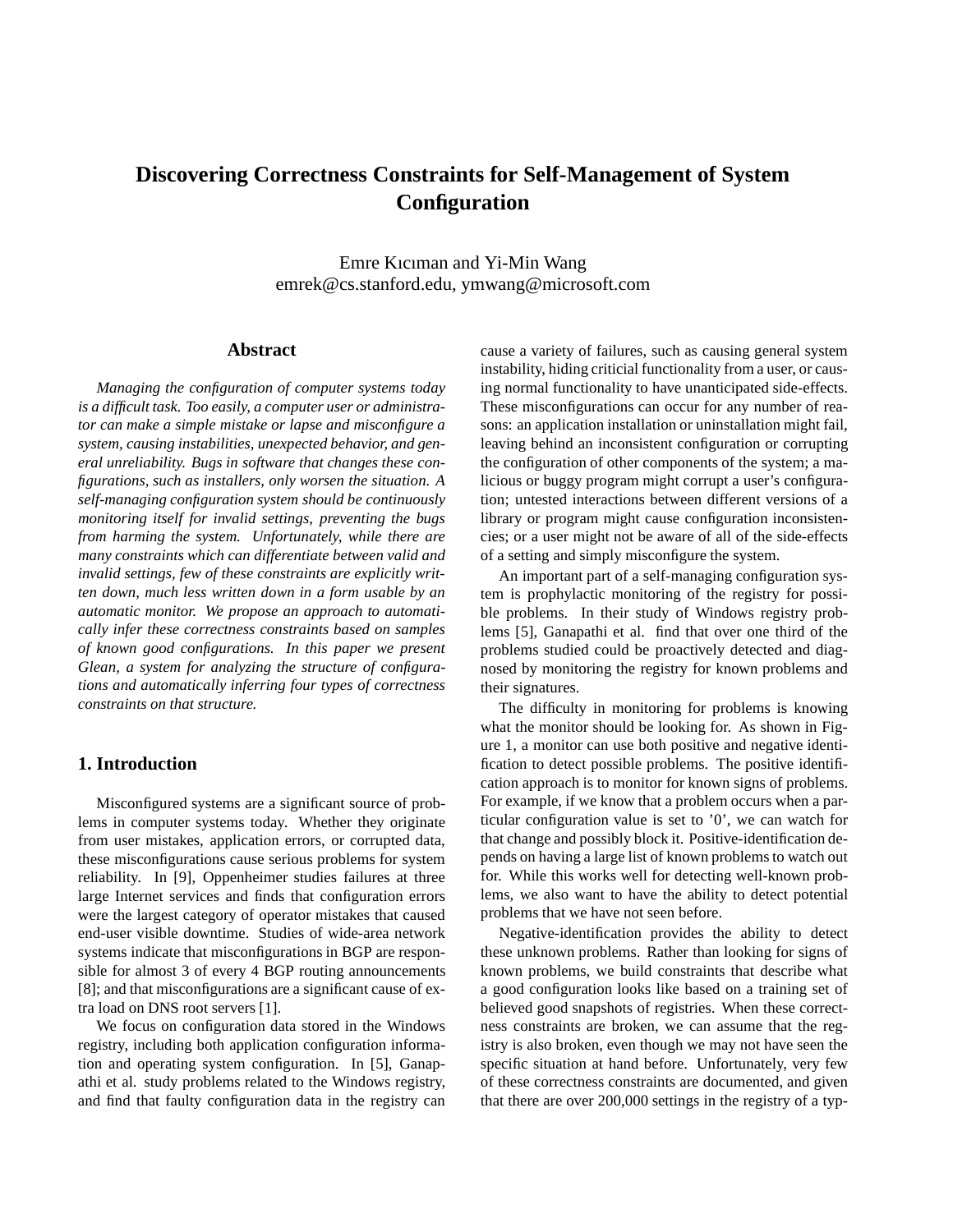# Discovering Correctness Constraints for Self-Management of System Configuration

Emre Kıcıman and Yi-Min Wang
emrek@cs.stanford.edu, ymwang@microsoft.com

## Abstract

*Managing the configuration of computer systems today is a difficult task. Too easily, a computer user or administrator can make a simple mistake or lapse and misconfigure a system, causing instabilities, unexpected behavior, and general unreliability. Bugs in software that changes these configurations, such as installers, only worsen the situation. A self-managing configuration system should be continuously monitoring itself for invalid settings, preventing the bugs from harming the system. Unfortunately, while there are many constraints which can differentiate between valid and invalid settings, few of these constraints are explicitly written down, much less written down in a form usable by an automatic monitor. We propose an approach to automatically infer these correctness constraints based on samples of known good configurations. In this paper we present Glean, a system for analyzing the structure of configurations and automatically inferring four types of correctness constraints on that structure.*

## 1. Introduction

Misconfigured systems are a significant source of problems in computer systems today. Whether they originate from user mistakes, application errors, or corrupted data, these misconfigurations cause serious problems for system reliability. In [9], Oppenheimer studies failures at three large Internet services and finds that configuration errors were the largest category of operator mistakes that caused end-user visible downtime. Studies of wide-area network systems indicate that misconfigurations in BGP are responsible for almost 3 of every 4 BGP routing announcements [8]; and that misconfigurations are a significant cause of extra load on DNS root servers [1].

We focus on configuration data stored in the Windows registry, including both application configuration information and operating system configuration. In [5], Ganapathi et al. study problems related to the Windows registry, and find that faulty configuration data in the registry can cause a variety of failures, such as causing general system instability, hiding criticial functionality from a user, or causing normal functionality to have unanticipated side-effects. These misconfigurations can occur for any number of reasons: an application installation or uninstallation might fail, leaving behind an inconsistent configuration or corrupting the configuration of other components of the system; a malicious or buggy program might corrupt a user's configuration; untested interactions between different versions of a library or program might cause configuration inconsistencies; or a user might not be aware of all of the side-effects of a setting and simply misconfigure the system.

An important part of a self-managing configuration system is prophylactic monitoring of the registry for possible problems. In their study of Windows registry problems [5], Ganapathi et al. find that over one third of the problems studied could be proactively detected and diagnosed by monitoring the registry for known problems and their signatures.

The difficulty in monitoring for problems is knowing what the monitor should be looking for. As shown in Figure 1, a monitor can use both positive and negative identification to detect possible problems. The positive identification approach is to monitor for known signs of problems. For example, if we know that a problem occurs when a particular configuration value is set to '0', we can watch for that change and possibly block it. Positive-identification depends on having a large list of known problems to watch out for. While this works well for detecting well-known problems, we also want to have the ability to detect potential problems that we have not seen before.

Negative-identification provides the ability to detect these unknown problems. Rather than looking for signs of known problems, we build constraints that describe what a good configuration looks like based on a training set of believed good snapshots of registries. When these correctness constraints are broken, we can assume that the registry is also broken, even though we may not have seen the specific situation at hand before. Unfortunately, very few of these correctness constraints are documented, and given that there are over 200,000 settings in the registry of a typ-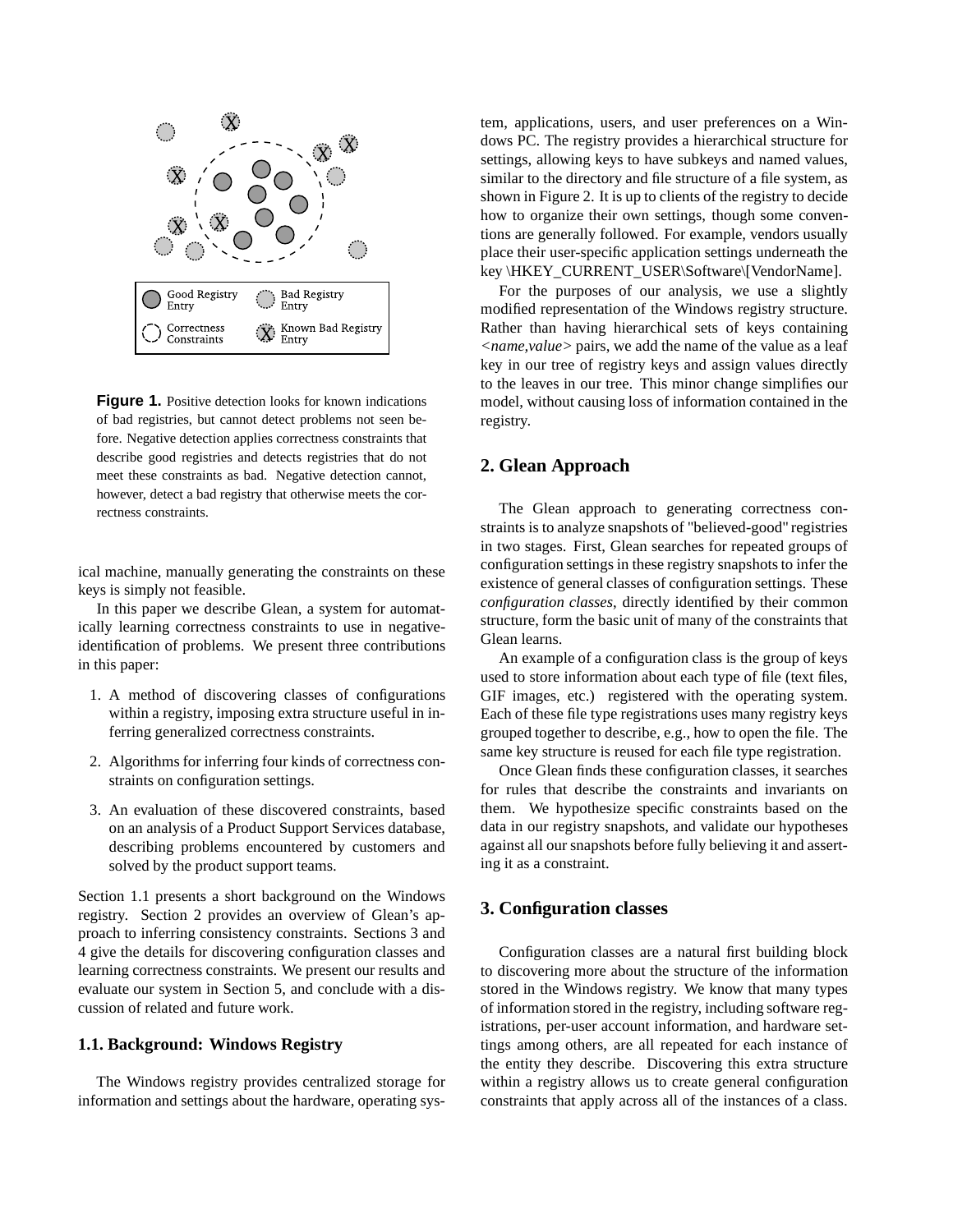**Figure 1.** Positive detection looks for known indications of bad registries, but cannot detect problems not seen before. Negative detection applies correctness constraints that describe good registries and detects registries that do not meet these constraints as bad. Negative detection cannot, however, detect a bad registry that otherwise meets the correctness constraints.

ical machine, manually generating the constraints on these keys is simply not feasible.

In this paper we describe Glean, a system for automatically learning correctness constraints to use in negative-identification of problems. We present three contributions in this paper:

1. A method of discovering classes of configurations within a registry, imposing extra structure useful in inferring generalized correctness constraints.
2. Algorithms for inferring four kinds of correctness constraints on configuration settings.
3. An evaluation of these discovered constraints, based on an analysis of a Product Support Services database, describing problems encountered by customers and solved by the product support teams.

Section 1.1 presents a short background on the Windows registry. Section 2 provides an overview of Glean's approach to inferring consistency constraints. Sections 3 and 4 give the details for discovering configuration classes and learning correctness constraints. We present our results and evaluate our system in Section 5, and conclude with a discussion of related and future work.

### 1.1. Background: Windows Registry

The Windows registry provides centralized storage for information and settings about the hardware, operating system, applications, users, and user preferences on a Windows PC. The registry provides a hierarchical structure for settings, allowing keys to have subkeys and named values, similar to the directory and file structure of a file system, as shown in Figure 2. It is up to clients of the registry to decide how to organize their own settings, though some conventions are generally followed. For example, vendors usually place their user-specific application settings underneath the key \HKEY_CURRENT_USER\Software\[VendorName].

For the purposes of our analysis, we use a slightly modified representation of the Windows registry structure. Rather than having hierarchical sets of keys containing *<name,value>* pairs, we add the name of the value as a leaf key in our tree of registry keys and assign values directly to the leaves in our tree. This minor change simplifies our model, without causing loss of information contained in the registry.

## 2. Glean Approach

The Glean approach to generating correctness constraints is to analyze snapshots of "believed-good" registries in two stages. First, Glean searches for repeated groups of configuration settings in these registry snapshots to infer the existence of general classes of configuration settings. These *configuration classes*, directly identified by their common structure, form the basic unit of many of the constraints that Glean learns.

An example of a configuration class is the group of keys used to store information about each type of file (text files, GIF images, etc.) registered with the operating system. Each of these file type registrations uses many registry keys grouped together to describe, e.g., how to open the file. The same key structure is reused for each file type registration.

Once Glean finds these configuration classes, it searches for rules that describe the constraints and invariants on them. We hypothesize specific constraints based on the data in our registry snapshots, and validate our hypotheses against all our snapshots before fully believing it and asserting it as a constraint.

## 3. Configuration classes

Configuration classes are a natural first building block to discovering more about the structure of the information stored in the Windows registry. We know that many types of information stored in the registry, including software registrations, per-user account information, and hardware settings among others, are all repeated for each instance of the entity they describe. Discovering this extra structure within a registry allows us to create general configuration constraints that apply across all of the instances of a class.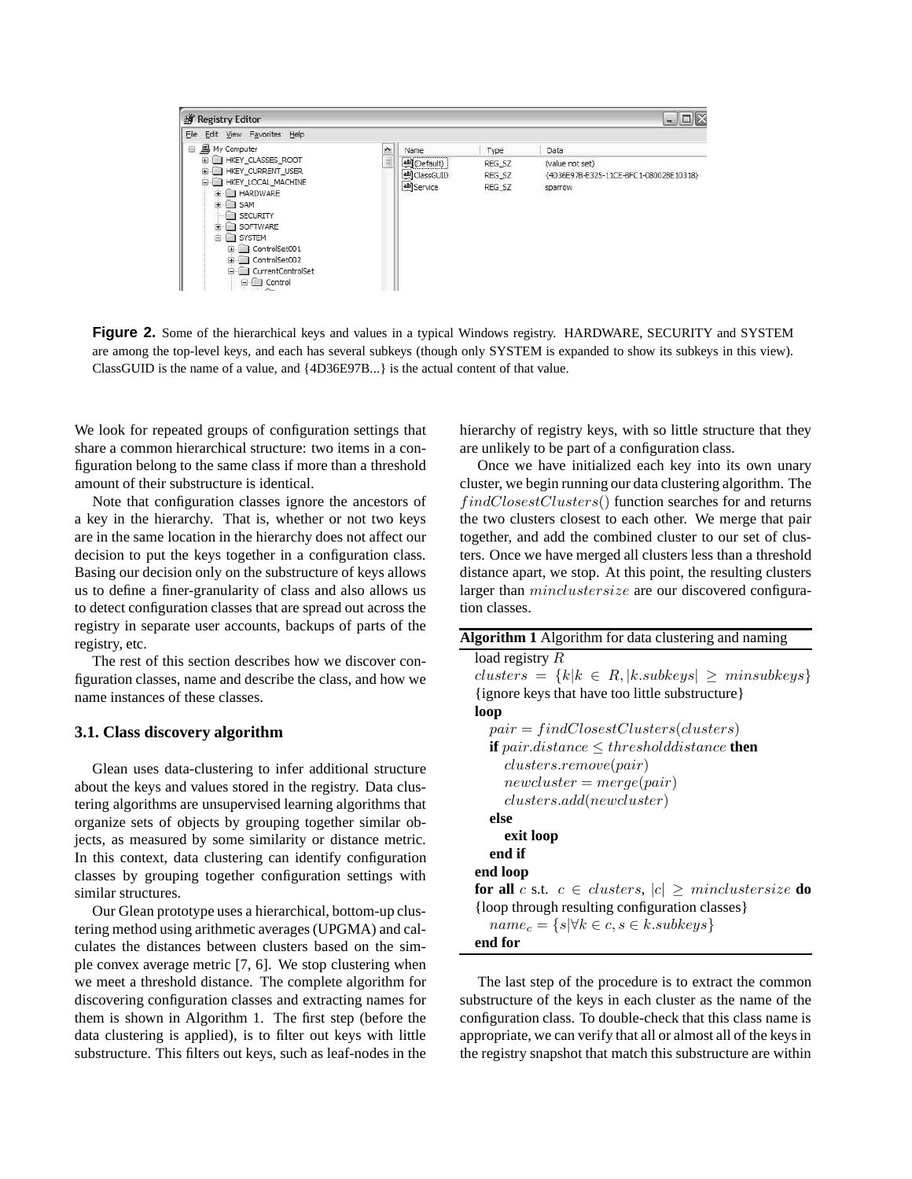**Figure 2.** Some of the hierarchical keys and values in a typical Windows registry. HARDWARE, SECURITY and SYSTEM are among the top-level keys, and each has several subkeys (though only SYSTEM is expanded to show its subkeys in this view). ClassGUID is the name of a value, and {4D36E97B...} is the actual content of that value.

We look for repeated groups of configuration settings that share a common hierarchical structure: two items in a configuration belong to the same class if more than a threshold amount of their substructure is identical.

Note that configuration classes ignore the ancestors of a key in the hierarchy. That is, whether or not two keys are in the same location in the hierarchy does not affect our decision to put the keys together in a configuration class. Basing our decision only on the substructure of keys allows us to define a finer-granularity of class and also allows us to detect configuration classes that are spread out across the registry in separate user accounts, backups of parts of the registry, etc.

The rest of this section describes how we discover configuration classes, name and describe the class, and how we name instances of these classes.

### 3.1. Class discovery algorithm

Glean uses data-clustering to infer additional structure about the keys and values stored in the registry. Data clustering algorithms are unsupervised learning algorithms that organize sets of objects by grouping together similar objects, as measured by some similarity or distance metric. In this context, data clustering can identify configuration classes by grouping together configuration settings with similar structures.

Our Glean prototype uses a hierarchical, bottom-up clustering method using arithmetic averages (UPGMA) and calculates the distances between clusters based on the simple convex average metric [7, 6]. We stop clustering when we meet a threshold distance. The complete algorithm for discovering configuration classes and extracting names for them is shown in Algorithm 1. The first step (before the data clustering is applied), is to filter out keys with little substructure. This filters out keys, such as leaf-nodes in the hierarchy of registry keys, with so little structure that they are unlikely to be part of a configuration class.

Once we have initialized each key into its own unary cluster, we begin running our data clustering algorithm. The $findClosestClusters()$ function searches for and returns the two clusters closest to each other. We merge that pair together, and add the combined cluster to our set of clusters. Once we have merged all clusters less than a threshold distance apart, we stop. At this point, the resulting clusters larger than $minclustersize$ are our discovered configuration classes.

**Algorithm 1** Algorithm for data clustering and naming

```
load registry R
clusters = {k | k ∈ R, |k.subkeys| ≥ minsubkeys}
{ignore keys that have too little substructure}
loop
    pair = findClosestClusters(clusters)
    if pair.distance ≤ thresholddistance then
        clusters.remove(pair)
        newcluster = merge(pair)
        clusters.add(newcluster)
    else
        exit loop
    end if
end loop
for all c s.t. c ∈ clusters, |c| ≥ minclustersize do
{loop through resulting configuration classes}
    name_c = {s | ∀k ∈ c, s ∈ k.subkeys}
end for
```

The last step of the procedure is to extract the common substructure of the keys in each cluster as the name of the configuration class. To double-check that this class name is appropriate, we can verify that all or almost all of the keys in the registry snapshot that match this substructure are within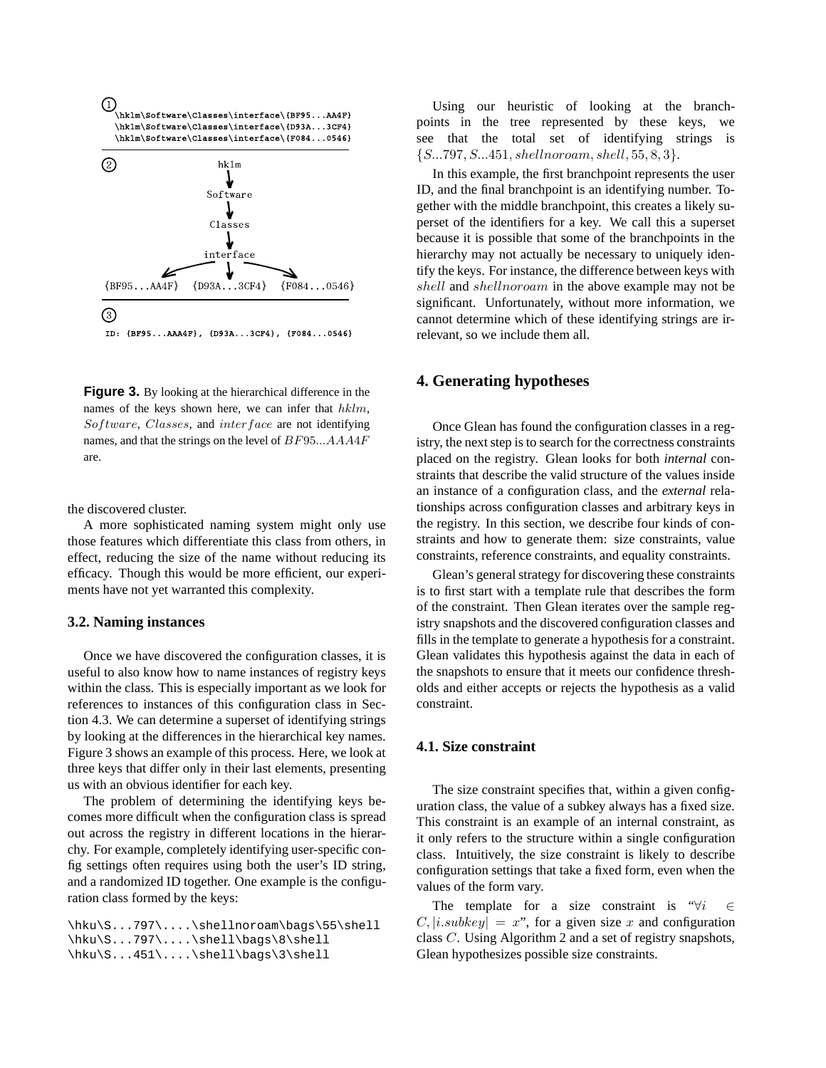① \hklm\Software\Classes\interface\{BF95...AA4F}
\hklm\Software\Classes\interface\{D93A...3CF4}
\hklm\Software\Classes\interface\{F084...0546}

② hklm → Software → Classes → interface → {BF95...AA4F} {D93A...3CF4} {F084...0546}

③ ID: {BF95...AAA4F}, {D93A...3CF4}, {F084...0546}

**Figure 3.** By looking at the hierarchical difference in the names of the keys shown here, we can infer that $hklm$, $Software$, $Classes$, and $interface$ are not identifying names, and that the strings on the level of $BF95...AAA4F$ are.

the discovered cluster.

A more sophisticated naming system might only use those features which differentiate this class from others, in effect, reducing the size of the name without reducing its efficacy. Though this would be more efficient, our experiments have not yet warranted this complexity.

### 3.2. Naming instances

Once we have discovered the configuration classes, it is useful to also know how to name instances of registry keys within the class. This is especially important as we look for references to instances of this configuration class in Section 4.3. We can determine a superset of identifying strings by looking at the differences in the hierarchical key names. Figure 3 shows an example of this process. Here, we look at three keys that differ only in their last elements, presenting us with an obvious identifier for each key.

The problem of determining the identifying keys becomes more difficult when the configuration class is spread out across the registry in different locations in the hierarchy. For example, completely identifying user-specific config settings often requires using both the user's ID string, and a randomized ID together. One example is the configuration class formed by the keys:

```
\hku\S...797\....\shellnoroam\bags\55\shell
\hku\S...797\....\shell\bags\8\shell
\hku\S...451\....\shell\bags\3\shell
```

Using our heuristic of looking at the branchpoints in the tree represented by these keys, we see that the total set of identifying strings is $\{S...797, S...451, shellnoroam, shell, 55, 8, 3\}$.

In this example, the first branchpoint represents the user ID, and the final branchpoint is an identifying number. Together with the middle branchpoint, this creates a likely superset of the identifiers for a key. We call this a superset because it is possible that some of the branchpoints in the hierarchy may not actually be necessary to uniquely identify the keys. For instance, the difference between keys with $shell$ and $shellnoroam$ in the above example may not be significant. Unfortunately, without more information, we cannot determine which of these identifying strings are irrelevant, so we include them all.

## 4. Generating hypotheses

Once Glean has found the configuration classes in a registry, the next step is to search for the correctness constraints placed on the registry. Glean looks for both *internal* constraints that describe the valid structure of the values inside an instance of a configuration class, and the *external* relationships across configuration classes and arbitrary keys in the registry. In this section, we describe four kinds of constraints and how to generate them: size constraints, value constraints, reference constraints, and equality constraints.

Glean's general strategy for discovering these constraints is to first start with a template rule that describes the form of the constraint. Then Glean iterates over the sample registry snapshots and the discovered configuration classes and fills in the template to generate a hypothesis for a constraint. Glean validates this hypothesis against the data in each of the snapshots to ensure that it meets our confidence thresholds and either accepts or rejects the hypothesis as a valid constraint.

### 4.1. Size constraint

The size constraint specifies that, within a given configuration class, the value of a subkey always has a fixed size. This constraint is an example of an internal constraint, as it only refers to the structure within a single configuration class. Intuitively, the size constraint is likely to describe configuration settings that take a fixed form, even when the values of the form vary.

The template for a size constraint is "$\forall i \in C, |i.subkey| = x$", for a given size $x$ and configuration class $C$. Using Algorithm 2 and a set of registry snapshots, Glean hypothesizes possible size constraints.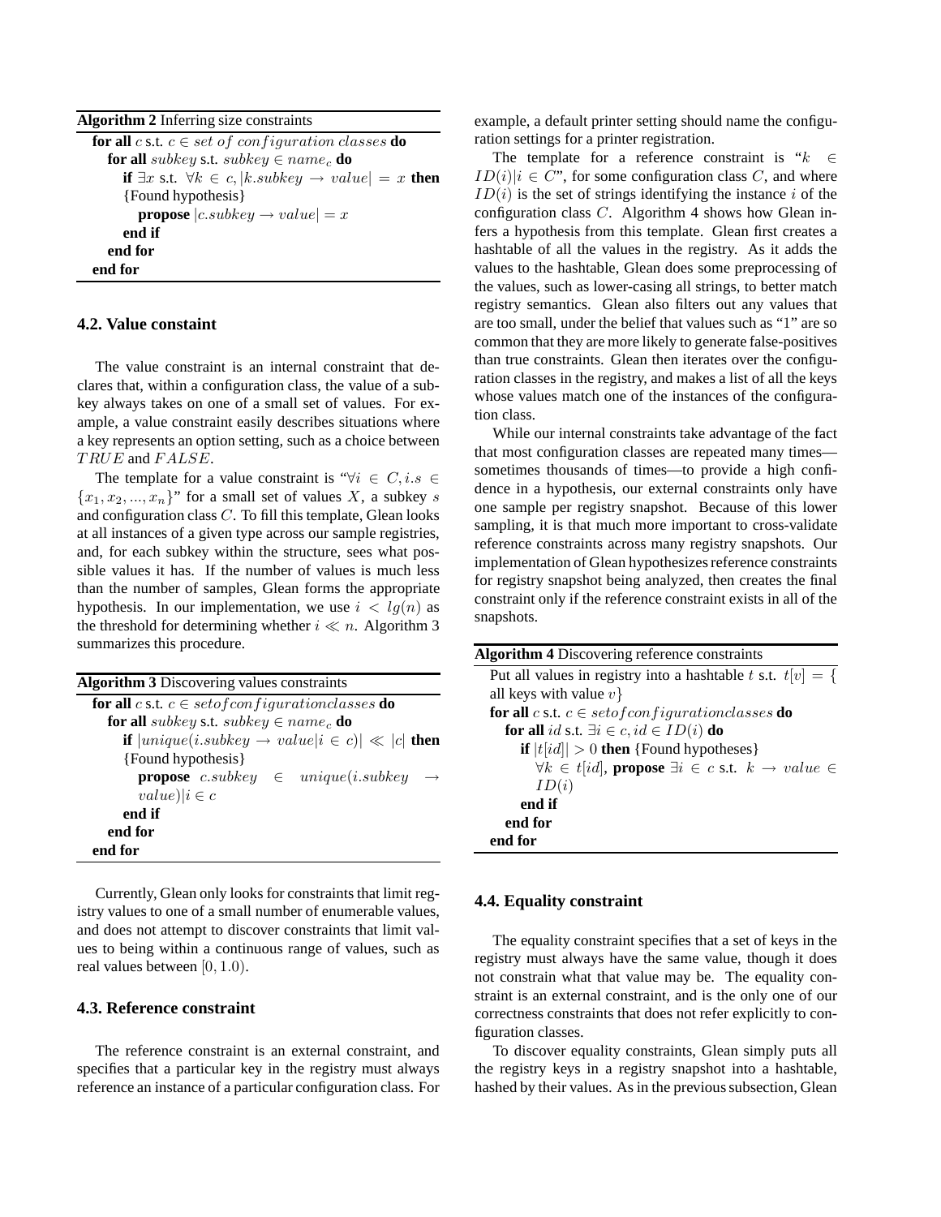**Algorithm 2** Inferring size constraints

**for all** $c$ s.t. $c \in set\ of\ configuration\ classes$ **do**
  **for all** $subkey$ s.t. $subkey \in name_c$ **do**
    **if** $\exists x$ s.t. $\forall k \in c, |k.subkey \rightarrow value| = x$ **then**
      {Found hypothesis}
      **propose** $|c.subkey \rightarrow value| = x$
    **end if**
  **end for**
**end for**

### 4.2. Value constaint

The value constraint is an internal constraint that declares that, within a configuration class, the value of a subkey always takes on one of a small set of values. For example, a value constraint easily describes situations where a key represents an option setting, such as a choice between $TRUE$ and $FALSE$.

The template for a value constraint is "$\forall i \in C, i.s \in \{x_1, x_2, ..., x_n\}$" for a small set of values $X$, a subkey $s$ and configuration class $C$. To fill this template, Glean looks at all instances of a given type across our sample registries, and, for each subkey within the structure, sees what possible values it has. If the number of values is much less than the number of samples, Glean forms the appropriate hypothesis. In our implementation, we use $i < lg(n)$ as the threshold for determining whether $i \ll n$. Algorithm 3 summarizes this procedure.

**Algorithm 3** Discovering values constraints

**for all** $c$ s.t. $c \in setofconfigurationclasses$ **do**
  **for all** $subkey$ s.t. $subkey \in name_c$ **do**
    **if** $|unique(i.subkey \rightarrow value|i \in c)| \ll |c|$ **then**
      {Found hypothesis}
      **propose** $c.subkey \in unique(i.subkey \rightarrow value)|i \in c$
    **end if**
  **end for**
**end for**

Currently, Glean only looks for constraints that limit registry values to one of a small number of enumerable values, and does not attempt to discover constraints that limit values to being within a continuous range of values, such as real values between $[0, 1.0)$.

### 4.3. Reference constraint

The reference constraint is an external constraint, and specifies that a particular key in the registry must always reference an instance of a particular configuration class. For example, a default printer setting should name the configuration settings for a printer registration.

The template for a reference constraint is "$k \in ID(i)|i \in C$", for some configuration class $C$, and where $ID(i)$ is the set of strings identifying the instance $i$ of the configuration class $C$. Algorithm 4 shows how Glean infers a hypothesis from this template. Glean first creates a hashtable of all the values in the registry. As it adds the values to the hashtable, Glean does some preprocessing of the values, such as lower-casing all strings, to better match registry semantics. Glean also filters out any values that are too small, under the belief that values such as "1" are so common that they are more likely to generate false-positives than true constraints. Glean then iterates over the configuration classes in the registry, and makes a list of all the keys whose values match one of the instances of the configuration class.

While our internal constraints take advantage of the fact that most configuration classes are repeated many times—sometimes thousands of times—to provide a high confidence in a hypothesis, our external constraints only have one sample per registry snapshot. Because of this lower sampling, it is that much more important to cross-validate reference constraints across many registry snapshots. Our implementation of Glean hypothesizes reference constraints for registry snapshot being analyzed, then creates the final constraint only if the reference constraint exists in all of the snapshots.

**Algorithm 4** Discovering reference constraints

Put all values in registry into a hashtable $t$ s.t. $t[v] = \{$ all keys with value $v\}$
**for all** $c$ s.t. $c \in setofconfigurationclasses$ **do**
  **for all** $id$ s.t. $\exists i \in c, id \in ID(i)$ **do**
    **if** $|t[id]| > 0$ **then** {Found hypotheses}
      $\forall k \in t[id]$, **propose** $\exists i \in c$ s.t. $k \rightarrow value \in ID(i)$
    **end if**
  **end for**
**end for**

### 4.4. Equality constraint

The equality constraint specifies that a set of keys in the registry must always have the same value, though it does not constrain what that value may be. The equality constraint is an external constraint, and is the only one of our correctness constraints that does not refer explicitly to configuration classes.

To discover equality constraints, Glean simply puts all the registry keys in a registry snapshot into a hashtable, hashed by their values. As in the previous subsection, Glean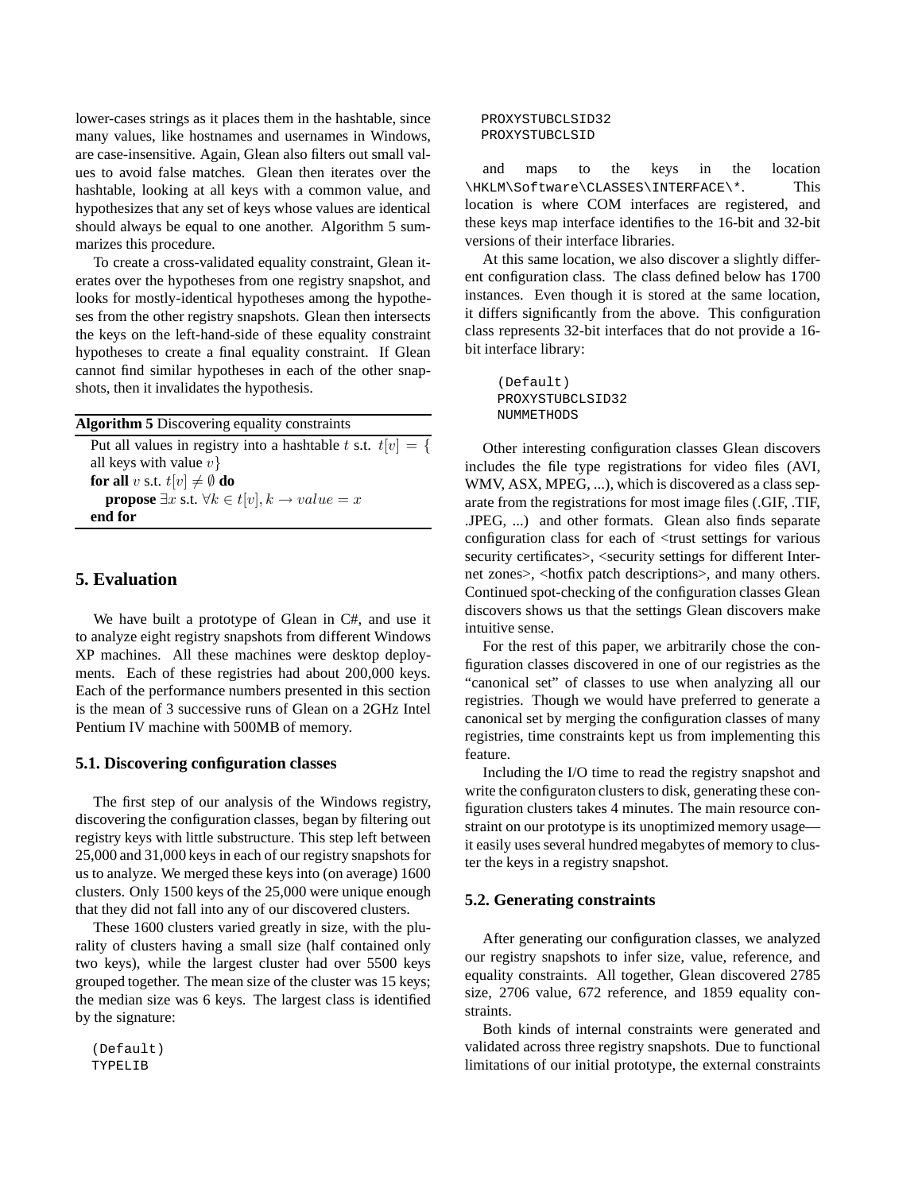lower-cases strings as it places them in the hashtable, since many values, like hostnames and usernames in Windows, are case-insensitive. Again, Glean also filters out small values to avoid false matches. Glean then iterates over the hashtable, looking at all keys with a common value, and hypothesizes that any set of keys whose values are identical should always be equal to one another. Algorithm 5 summarizes this procedure.

To create a cross-validated equality constraint, Glean iterates over the hypotheses from one registry snapshot, and looks for mostly-identical hypotheses among the hypotheses from the other registry snapshots. Glean then intersects the keys on the left-hand-side of these equality constraint hypotheses to create a final equality constraint. If Glean cannot find similar hypotheses in each of the other snapshots, then it invalidates the hypothesis.

**Algorithm 5** Discovering equality constraints

> Put all values in registry into a hashtable $t$ s.t. $t[v] = \{$ all keys with value $v\}$
> **for all** $v$ s.t. $t[v] \neq \emptyset$ **do**
> &nbsp;&nbsp;&nbsp;&nbsp;**propose** $\exists x$ s.t. $\forall k \in t[v], k \rightarrow value = x$
> **end for**

## 5. Evaluation

We have built a prototype of Glean in C#, and use it to analyze eight registry snapshots from different Windows XP machines. All these machines were desktop deployments. Each of these registries had about 200,000 keys. Each of the performance numbers presented in this section is the mean of 3 successive runs of Glean on a 2GHz Intel Pentium IV machine with 500MB of memory.

### 5.1. Discovering configuration classes

The first step of our analysis of the Windows registry, discovering the configuration classes, began by filtering out registry keys with little substructure. This step left between 25,000 and 31,000 keys in each of our registry snapshots for us to analyze. We merged these keys into (on average) 1600 clusters. Only 1500 keys of the 25,000 were unique enough that they did not fall into any of our discovered clusters.

These 1600 clusters varied greatly in size, with the plurality of clusters having a small size (half contained only two keys), while the largest cluster had over 5500 keys grouped together. The mean size of the cluster was 15 keys; the median size was 6 keys. The largest class is identified by the signature:

```
(Default)
TYPELIB
PROXYSTUBCLSID32
PROXYSTUBCLSID
```

and maps to the keys in the location `\HKLM\Software\CLASSES\INTERFACE\*`. This location is where COM interfaces are registered, and these keys map interface identifies to the 16-bit and 32-bit versions of their interface libraries.

At this same location, we also discover a slightly different configuration class. The class defined below has 1700 instances. Even though it is stored at the same location, it differs significantly from the above. This configuration class represents 32-bit interfaces that do not provide a 16-bit interface library:

```
(Default)
PROXYSTUBCLSID32
NUMMETHODS
```

Other interesting configuration classes Glean discovers includes the file type registrations for video files (AVI, WMV, ASX, MPEG, ...), which is discovered as a class separate from the registrations for most image files (.GIF, .TIF, .JPEG, ...) and other formats. Glean also finds separate configuration class for each of <trust settings for various security certificates>, <security settings for different Internet zones>, <hotfix patch descriptions>, and many others. Continued spot-checking of the configuration classes Glean discovers shows us that the settings Glean discovers make intuitive sense.

For the rest of this paper, we arbitrarily chose the configuration classes discovered in one of our registries as the "canonical set" of classes to use when analyzing all our registries. Though we would have preferred to generate a canonical set by merging the configuration classes of many registries, time constraints kept us from implementing this feature.

Including the I/O time to read the registry snapshot and write the configuraton clusters to disk, generating these configuration clusters takes 4 minutes. The main resource constraint on our prototype is its unoptimized memory usage—it easily uses several hundred megabytes of memory to cluster the keys in a registry snapshot.

### 5.2. Generating constraints

After generating our configuration classes, we analyzed our registry snapshots to infer size, value, reference, and equality constraints. All together, Glean discovered 2785 size, 2706 value, 672 reference, and 1859 equality constraints.

Both kinds of internal constraints were generated and validated across three registry snapshots. Due to functional limitations of our initial prototype, the external constraints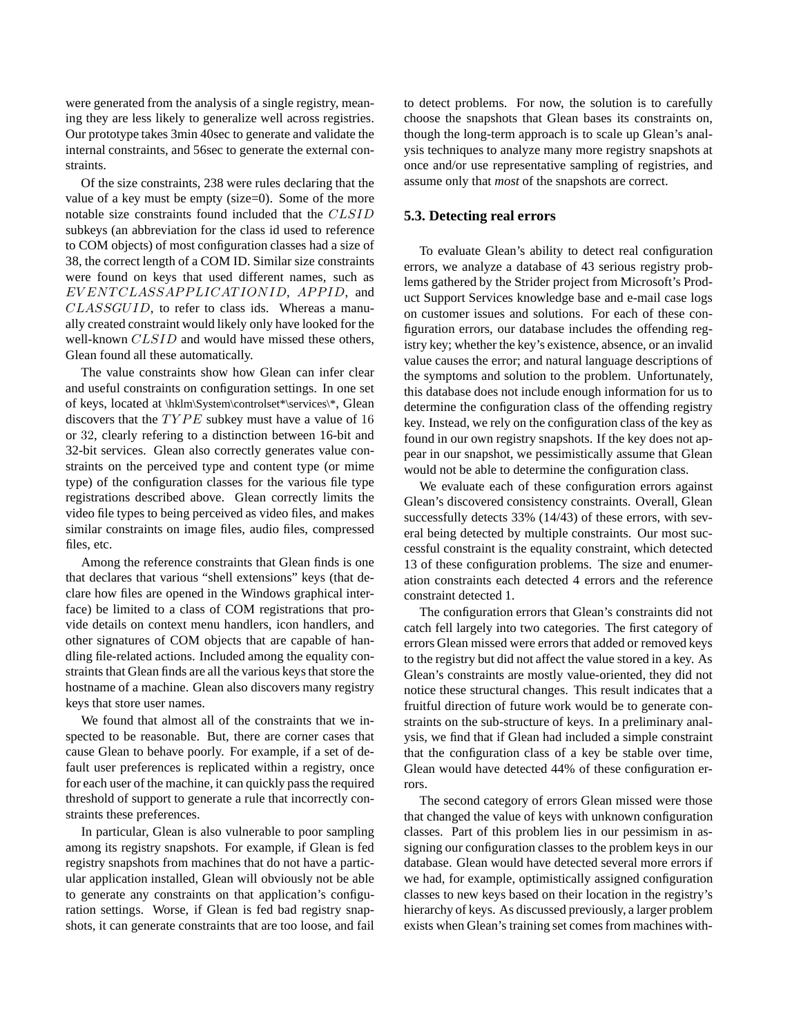were generated from the analysis of a single registry, meaning they are less likely to generalize well across registries. Our prototype takes 3min 40sec to generate and validate the internal constraints, and 56sec to generate the external constraints.

Of the size constraints, 238 were rules declaring that the value of a key must be empty (size=0). Some of the more notable size constraints found included that the $CLSID$ subkeys (an abbreviation for the class id used to reference to COM objects) of most configuration classes had a size of 38, the correct length of a COM ID. Similar size constraints were found on keys that used different names, such as $EVENTCLASSAPPLICATIONID$, $APPID$, and $CLASSGUID$, to refer to class ids. Whereas a manually created constraint would likely only have looked for the well-known $CLSID$ and would have missed these others, Glean found all these automatically.

The value constraints show how Glean can infer clear and useful constraints on configuration settings. In one set of keys, located at \hklm\System\controlset*\services\*, Glean discovers that the $TYPE$ subkey must have a value of $16$ or $32$, clearly refering to a distinction between 16-bit and 32-bit services. Glean also correctly generates value constraints on the perceived type and content type (or mime type) of the configuration classes for the various file type registrations described above. Glean correctly limits the video file types to being perceived as video files, and makes similar constraints on image files, audio files, compressed files, etc.

Among the reference constraints that Glean finds is one that declares that various "shell extensions" keys (that declare how files are opened in the Windows graphical interface) be limited to a class of COM registrations that provide details on context menu handlers, icon handlers, and other signatures of COM objects that are capable of handling file-related actions. Included among the equality constraints that Glean finds are all the various keys that store the hostname of a machine. Glean also discovers many registry keys that store user names.

We found that almost all of the constraints that we inspected to be reasonable. But, there are corner cases that cause Glean to behave poorly. For example, if a set of default user preferences is replicated within a registry, once for each user of the machine, it can quickly pass the required threshold of support to generate a rule that incorrectly constraints these preferences.

In particular, Glean is also vulnerable to poor sampling among its registry snapshots. For example, if Glean is fed registry snapshots from machines that do not have a particular application installed, Glean will obviously not be able to generate any constraints on that application's configuration settings. Worse, if Glean is fed bad registry snapshots, it can generate constraints that are too loose, and fail to detect problems. For now, the solution is to carefully choose the snapshots that Glean bases its constraints on, though the long-term approach is to scale up Glean's analysis techniques to analyze many more registry snapshots at once and/or use representative sampling of registries, and assume only that *most* of the snapshots are correct.

### 5.3. Detecting real errors

To evaluate Glean's ability to detect real configuration errors, we analyze a database of 43 serious registry problems gathered by the Strider project from Microsoft's Product Support Services knowledge base and e-mail case logs on customer issues and solutions. For each of these configuration errors, our database includes the offending registry key; whether the key's existence, absence, or an invalid value causes the error; and natural language descriptions of the symptoms and solution to the problem. Unfortunately, this database does not include enough information for us to determine the configuration class of the offending registry key. Instead, we rely on the configuration class of the key as found in our own registry snapshots. If the key does not appear in our snapshot, we pessimistically assume that Glean would not be able to determine the configuration class.

We evaluate each of these configuration errors against Glean's discovered consistency constraints. Overall, Glean successfully detects 33% (14/43) of these errors, with several being detected by multiple constraints. Our most successful constraint is the equality constraint, which detected 13 of these configuration problems. The size and enumeration constraints each detected 4 errors and the reference constraint detected 1.

The configuration errors that Glean's constraints did not catch fell largely into two categories. The first category of errors Glean missed were errors that added or removed keys to the registry but did not affect the value stored in a key. As Glean's constraints are mostly value-oriented, they did not notice these structural changes. This result indicates that a fruitful direction of future work would be to generate constraints on the sub-structure of keys. In a preliminary analysis, we find that if Glean had included a simple constraint that the configuration class of a key be stable over time, Glean would have detected 44% of these configuration errors.

The second category of errors Glean missed were those that changed the value of keys with unknown configuration classes. Part of this problem lies in our pessimism in assigning our configuration classes to the problem keys in our database. Glean would have detected several more errors if we had, for example, optimistically assigned configuration classes to new keys based on their location in the registry's hierarchy of keys. As discussed previously, a larger problem exists when Glean's training set comes from machines with-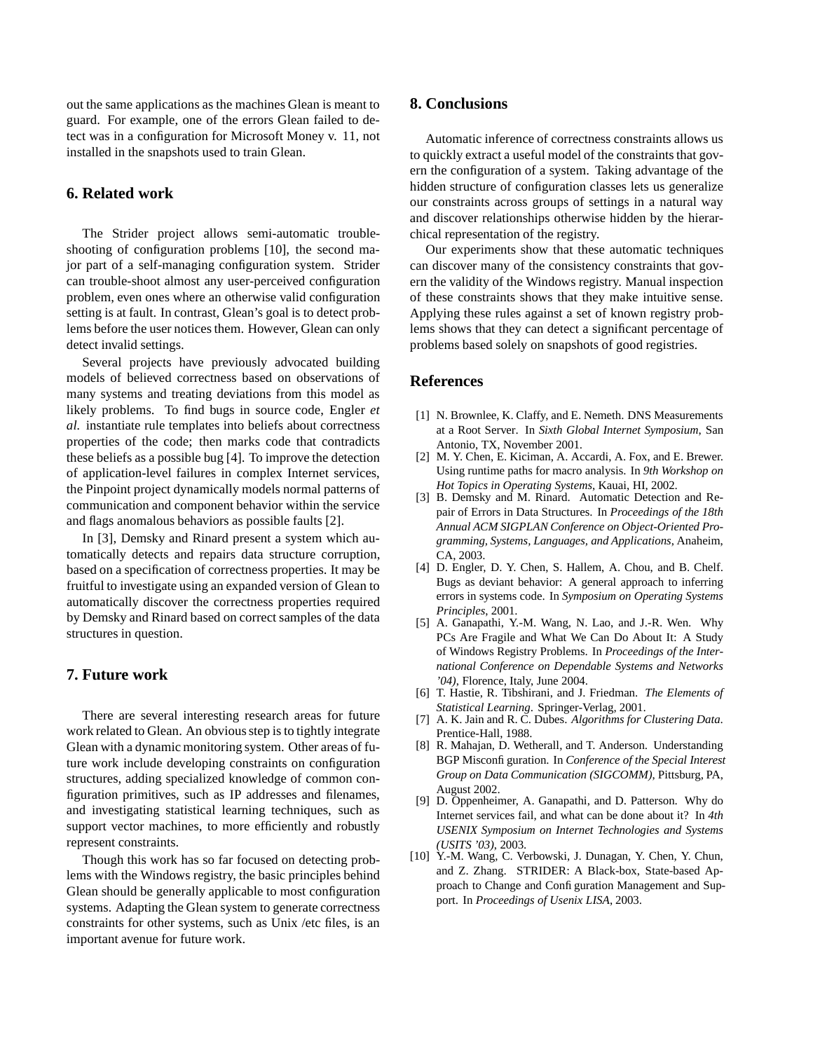out the same applications as the machines Glean is meant to guard. For example, one of the errors Glean failed to detect was in a configuration for Microsoft Money v. 11, not installed in the snapshots used to train Glean.

## 6. Related work

The Strider project allows semi-automatic troubleshooting of configuration problems [10], the second major part of a self-managing configuration system. Strider can trouble-shoot almost any user-perceived configuration problem, even ones where an otherwise valid configuration setting is at fault. In contrast, Glean's goal is to detect problems before the user notices them. However, Glean can only detect invalid settings.

Several projects have previously advocated building models of believed correctness based on observations of many systems and treating deviations from this model as likely problems. To find bugs in source code, Engler *et al.* instantiate rule templates into beliefs about correctness properties of the code; then marks code that contradicts these beliefs as a possible bug [4]. To improve the detection of application-level failures in complex Internet services, the Pinpoint project dynamically models normal patterns of communication and component behavior within the service and flags anomalous behaviors as possible faults [2].

In [3], Demsky and Rinard present a system which automatically detects and repairs data structure corruption, based on a specification of correctness properties. It may be fruitful to investigate using an expanded version of Glean to automatically discover the correctness properties required by Demsky and Rinard based on correct samples of the data structures in question.

## 7. Future work

There are several interesting research areas for future work related to Glean. An obvious step is to tightly integrate Glean with a dynamic monitoring system. Other areas of future work include developing constraints on configuration structures, adding specialized knowledge of common configuration primitives, such as IP addresses and filenames, and investigating statistical learning techniques, such as support vector machines, to more efficiently and robustly represent constraints.

Though this work has so far focused on detecting problems with the Windows registry, the basic principles behind Glean should be generally applicable to most configuration systems. Adapting the Glean system to generate correctness constraints for other systems, such as Unix /etc files, is an important avenue for future work.

## 8. Conclusions

Automatic inference of correctness constraints allows us to quickly extract a useful model of the constraints that govern the configuration of a system. Taking advantage of the hidden structure of configuration classes lets us generalize our constraints across groups of settings in a natural way and discover relationships otherwise hidden by the hierarchical representation of the registry.

Our experiments show that these automatic techniques can discover many of the consistency constraints that govern the validity of the Windows registry. Manual inspection of these constraints shows that they make intuitive sense. Applying these rules against a set of known registry problems shows that they can detect a significant percentage of problems based solely on snapshots of good registries.

## References

[1] N. Brownlee, K. Claffy, and E. Nemeth. DNS Measurements at a Root Server. In *Sixth Global Internet Symposium*, San Antonio, TX, November 2001.

[2] M. Y. Chen, E. Kiciman, A. Accardi, A. Fox, and E. Brewer. Using runtime paths for macro analysis. In *9th Workshop on Hot Topics in Operating Systems*, Kauai, HI, 2002.

[3] B. Demsky and M. Rinard. Automatic Detection and Repair of Errors in Data Structures. In *Proceedings of the 18th Annual ACM SIGPLAN Conference on Object-Oriented Programming, Systems, Languages, and Applications*, Anaheim, CA, 2003.

[4] D. Engler, D. Y. Chen, S. Hallem, A. Chou, and B. Chelf. Bugs as deviant behavior: A general approach to inferring errors in systems code. In *Symposium on Operating Systems Principles*, 2001.

[5] A. Ganapathi, Y.-M. Wang, N. Lao, and J.-R. Wen. Why PCs Are Fragile and What We Can Do About It: A Study of Windows Registry Problems. In *Proceedings of the International Conference on Dependable Systems and Networks '04)*, Florence, Italy, June 2004.

[6] T. Hastie, R. Tibshirani, and J. Friedman. *The Elements of Statistical Learning*. Springer-Verlag, 2001.

[7] A. K. Jain and R. C. Dubes. *Algorithms for Clustering Data*. Prentice-Hall, 1988.

[8] R. Mahajan, D. Wetherall, and T. Anderson. Understanding BGP Misconfiguration. In *Conference of the Special Interest Group on Data Communication (SIGCOMM)*, Pittsburg, PA, August 2002.

[9] D. Oppenheimer, A. Ganapathi, and D. Patterson. Why do Internet services fail, and what can be done about it? In *4th USENIX Symposium on Internet Technologies and Systems (USITS '03)*, 2003.

[10] Y.-M. Wang, C. Verbowski, J. Dunagan, Y. Chen, Y. Chun, and Z. Zhang. STRIDER: A Black-box, State-based Approach to Change and Configuration Management and Support. In *Proceedings of Usenix LISA*, 2003.